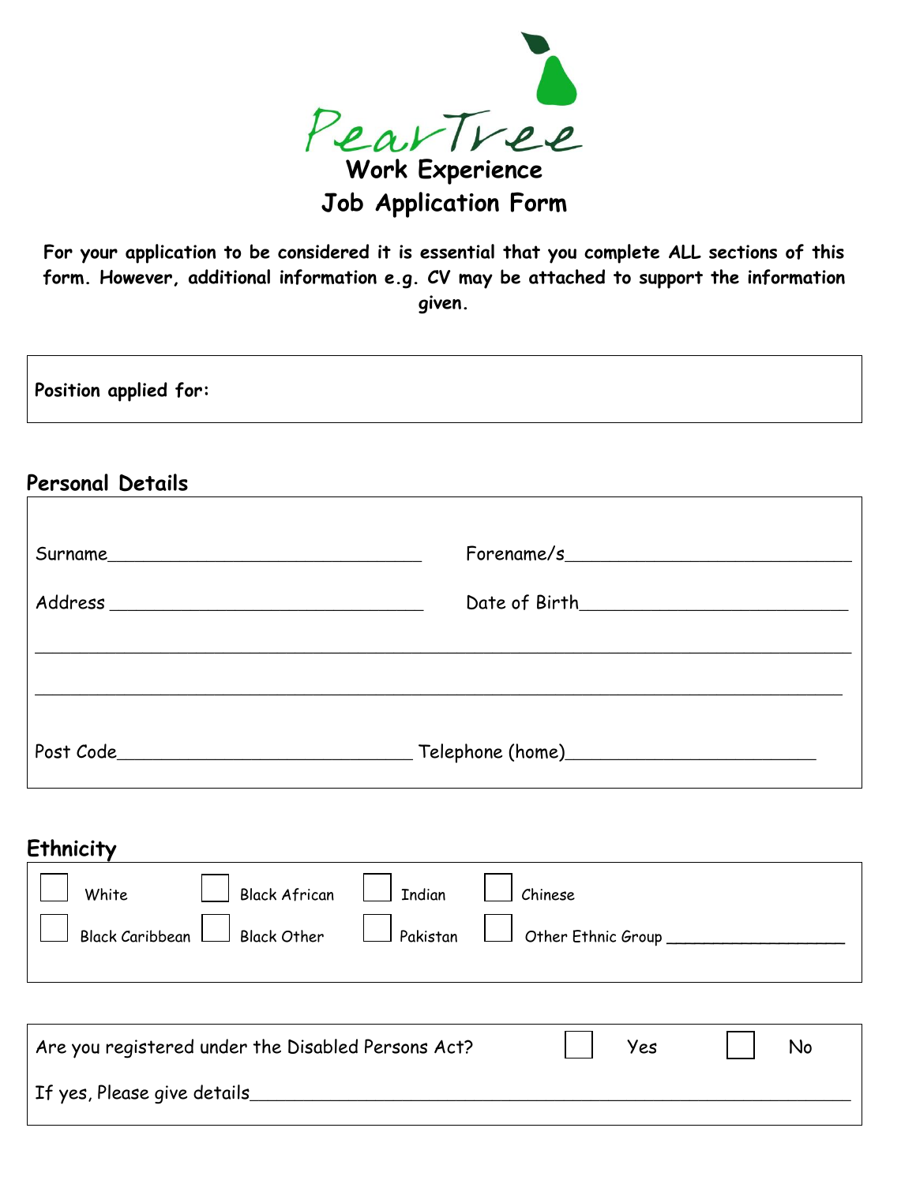# PearTree

## Work Experience
## Job Application Form

**For your application to be considered it is essential that you complete ALL sections of this form. However, additional information e.g. CV may be attached to support the information given.**

**Position applied for:**

## Personal Details

Surname_______________________________ Forename/s_____________________________

Address _______________________________ Date of Birth___________________________

_____________________________________________________________________________

_____________________________________________________________________________

Post Code_____________________________ Telephone (home)________________________

## Ethnicity

☐ White ☐ Black African ☐ Indian ☐ Chinese

☐ Black Caribbean ☐ Black Other ☐ Pakistan ☐ Other Ethnic Group ________________

Are you registered under the Disabled Persons Act? ☐ Yes ☐ No

If yes, Please give details_____________________________________________________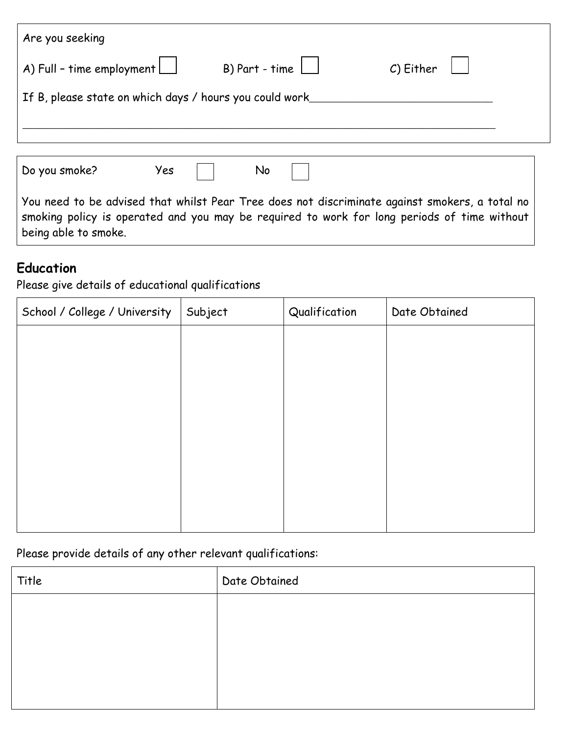Are you seeking

A) Full – time employment ☐ B) Part - time ☐ C) Either ☐

If B, please state on which days / hours you could work\_\_\_\_\_\_\_\_\_\_\_\_\_\_\_\_\_\_\_\_\_\_\_\_\_\_\_\_

\_\_\_\_\_\_\_\_\_\_\_\_\_\_\_\_\_\_\_\_\_\_\_\_\_\_\_\_\_\_\_\_\_\_\_\_\_\_\_\_\_\_\_\_\_\_\_\_\_\_\_\_\_\_\_\_\_\_\_\_\_\_\_\_\_\_\_\_\_\_\_\_\_\_

Do you smoke? Yes ☐ No ☐

You need to be advised that whilst Pear Tree does not discriminate against smokers, a total no smoking policy is operated and you may be required to work for long periods of time without being able to smoke.

## Education

Please give details of educational qualifications

| School / College / University | Subject | Qualification | Date Obtained |
|---|---|---|---|
| | | | |

Please provide details of any other relevant qualifications:

| Title | Date Obtained |
|---|---|
| | |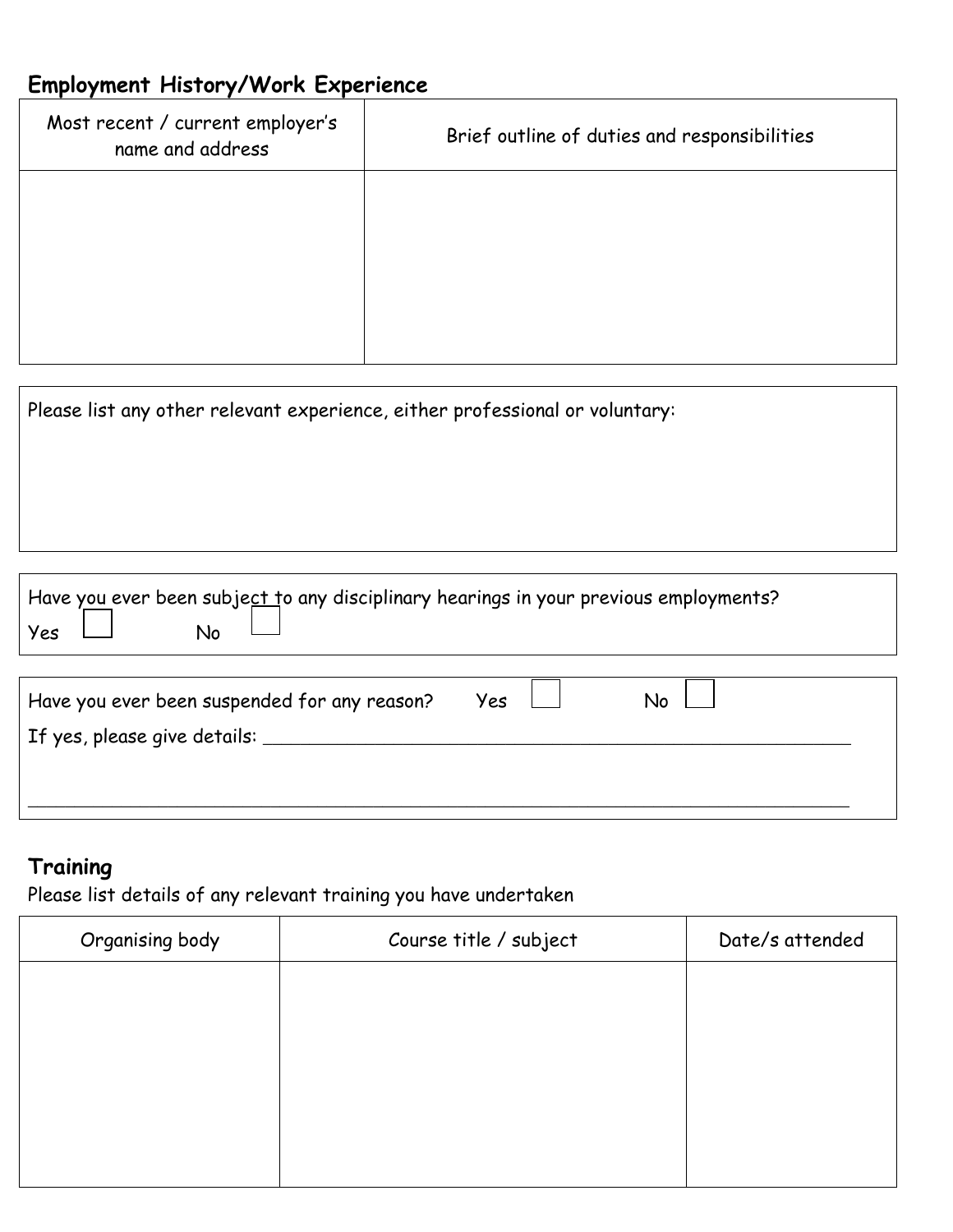## Employment History/Work Experience

| Most recent / current employer's name and address | Brief outline of duties and responsibilities |
| --- | --- |
| | |

Please list any other relevant experience, either professional or voluntary:

Have you ever been subject to any disciplinary hearings in your previous employments?

Yes ☐ No ☐

Have you ever been suspended for any reason? Yes ☐ No ☐

If yes, please give details: ______________________________________________________________

______________________________________________________________________________

## Training

Please list details of any relevant training you have undertaken

| Organising body | Course title / subject | Date/s attended |
| --- | --- | --- |
| | | |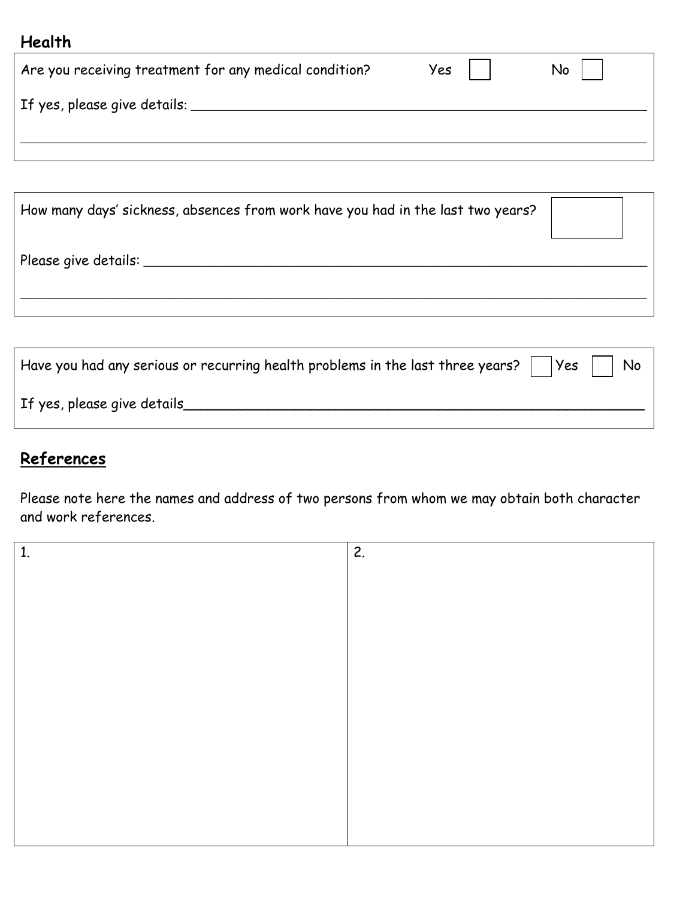## Health

Are you receiving treatment for any medical condition? Yes ☐ No ☐

If yes, please give details: ____________________________________________

____________________________________________

How many days' sickness, absences from work have you had in the last two years? ☐

Please give details: ____________________________________________

____________________________________________

Have you had any serious or recurring health problems in the last three years? ☐ Yes ☐ No

If yes, please give details____________________________________________

## References

Please note here the names and address of two persons from whom we may obtain both character and work references.

| 1. | 2. |
| --- | --- |
| | |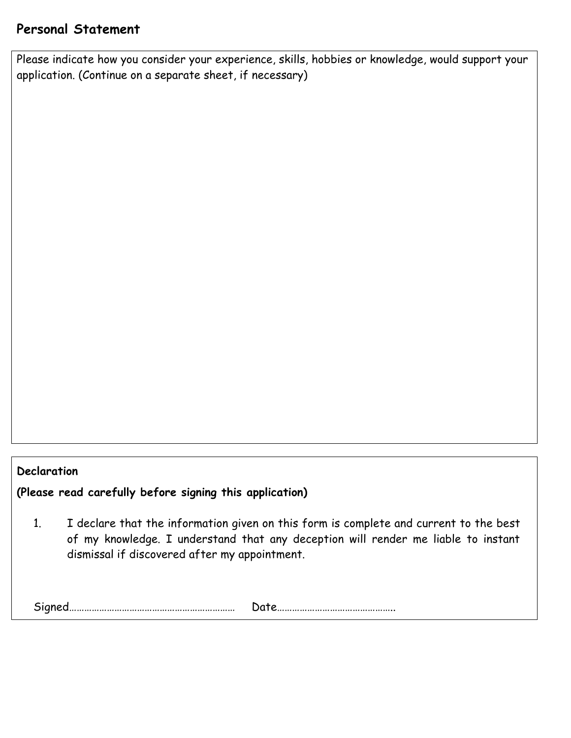## Personal Statement

Please indicate how you consider your experience, skills, hobbies or knowledge, would support your application. (Continue on a separate sheet, if necessary)

**Declaration**

**(Please read carefully before signing this application)**

1. I declare that the information given on this form is complete and current to the best of my knowledge. I understand that any deception will render me liable to instant dismissal if discovered after my appointment.

Signed………………………………………………………… Date……………………………………….